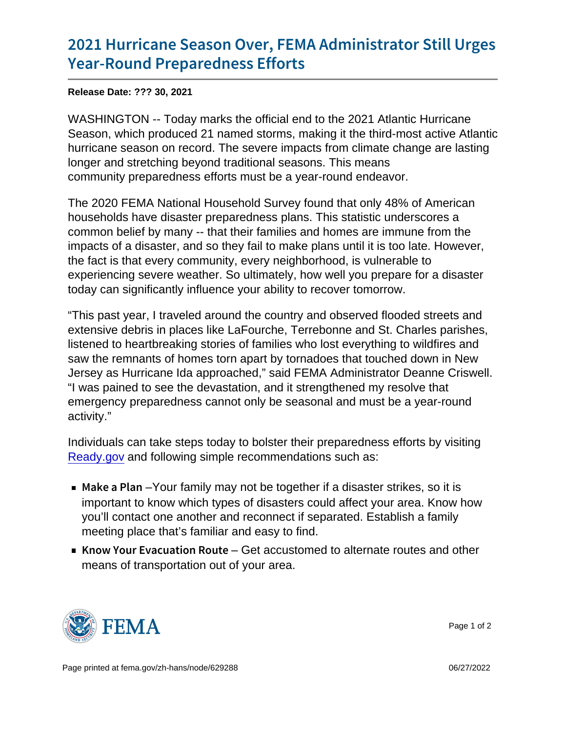# 2021 Hurricane Season Over, FEMA Administrator Still Urges Year-Round Preparedness Efforts

**Release Date: ??? 30, 2021**

WASHINGTON -- Today marks the official end to the 2021 Atlantic Hurricane Season, which produced 21 named storms, making it the third-most active Atlantic hurricane season on record. The severe impacts from climate change are lasting longer and stretching beyond traditional seasons. This means community preparedness efforts must be a year-round endeavor.

The 2020 FEMA National Household Survey found that only 48% of American households have disaster preparedness plans. This statistic underscores a common belief by many -- that their families and homes are immune from the impacts of a disaster, and so they fail to make plans until it is too late. However, the fact is that every community, every neighborhood, is vulnerable to experiencing severe weather. So ultimately, how well you prepare for a disaster today can significantly influence your ability to recover tomorrow.

“This past year, I traveled around the country and observed flooded streets and extensive debris in places like LaFourche, Terrebonne and St. Charles parishes, listened to heartbreaking stories of families who lost everything to wildfires and saw the remnants of homes torn apart by tornadoes that touched down in New Jersey as Hurricane Ida approached,” said FEMA Administrator Deanne Criswell. “I was pained to see the devastation, and it strengthened my resolve that emergency preparedness cannot only be seasonal and must be a year-round activity.”

Individuals can take steps today to bolster their preparedness efforts by visiting [Ready.gov](Ready.gov) and following simple recommendations such as:

- **Make a Plan** –Your family may not be together if a disaster strikes, so it is important to know which types of disasters could affect your area. Know how you’ll contact one another and reconnect if separated. Establish a family meeting place that’s familiar and easy to find.
- **Know Your Evacuation Route** – Get accustomed to alternate routes and other means of transportation out of your area.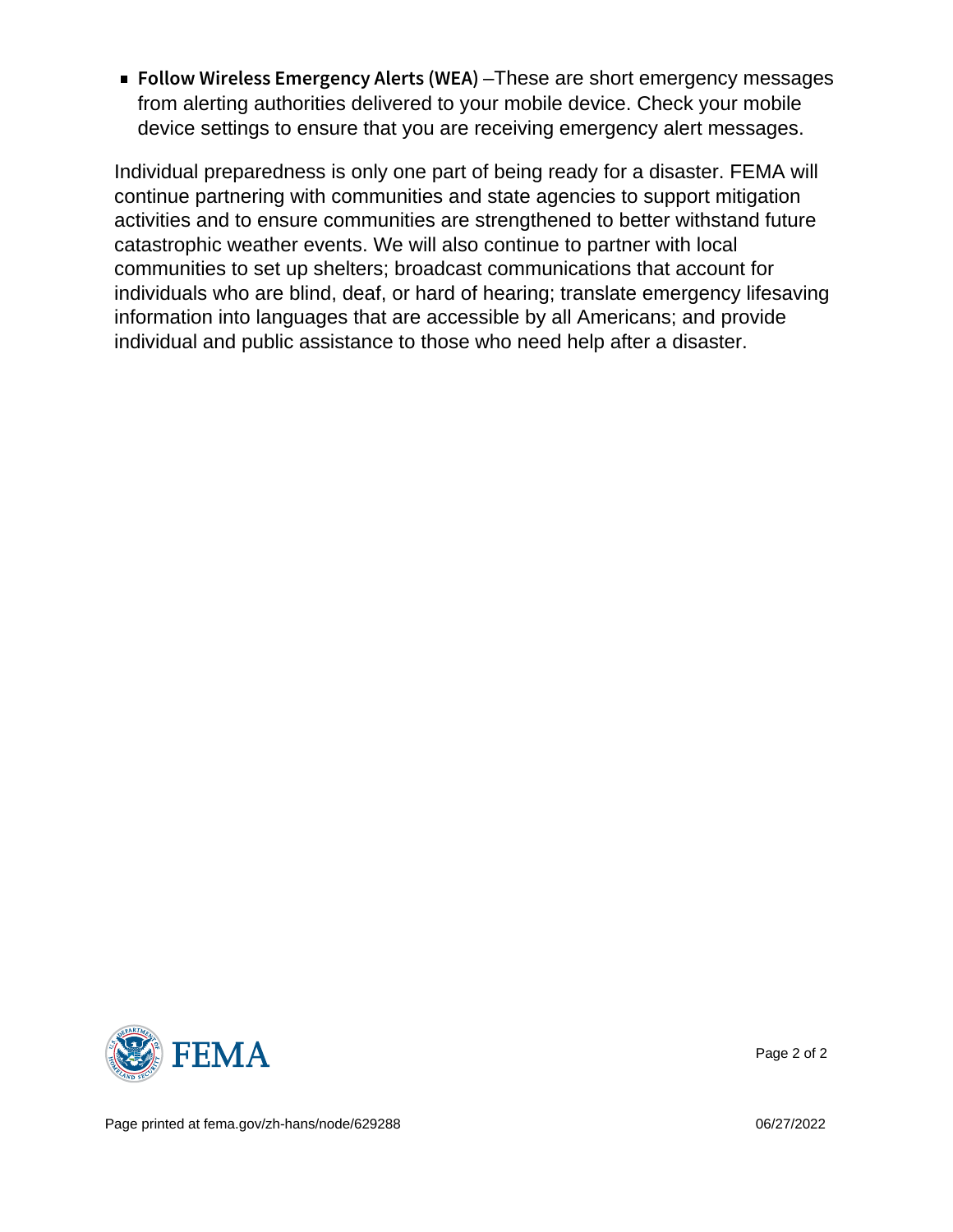- **Follow Wireless Emergency Alerts (WEA)** –These are short emergency messages from alerting authorities delivered to your mobile device. Check your mobile device settings to ensure that you are receiving emergency alert messages.

Individual preparedness is only one part of being ready for a disaster. FEMA will continue partnering with communities and state agencies to support mitigation activities and to ensure communities are strengthened to better withstand future catastrophic weather events. We will also continue to partner with local communities to set up shelters; broadcast communications that account for individuals who are blind, deaf, or hard of hearing; translate emergency lifesaving information into languages that are accessible by all Americans; and provide individual and public assistance to those who need help after a disaster.